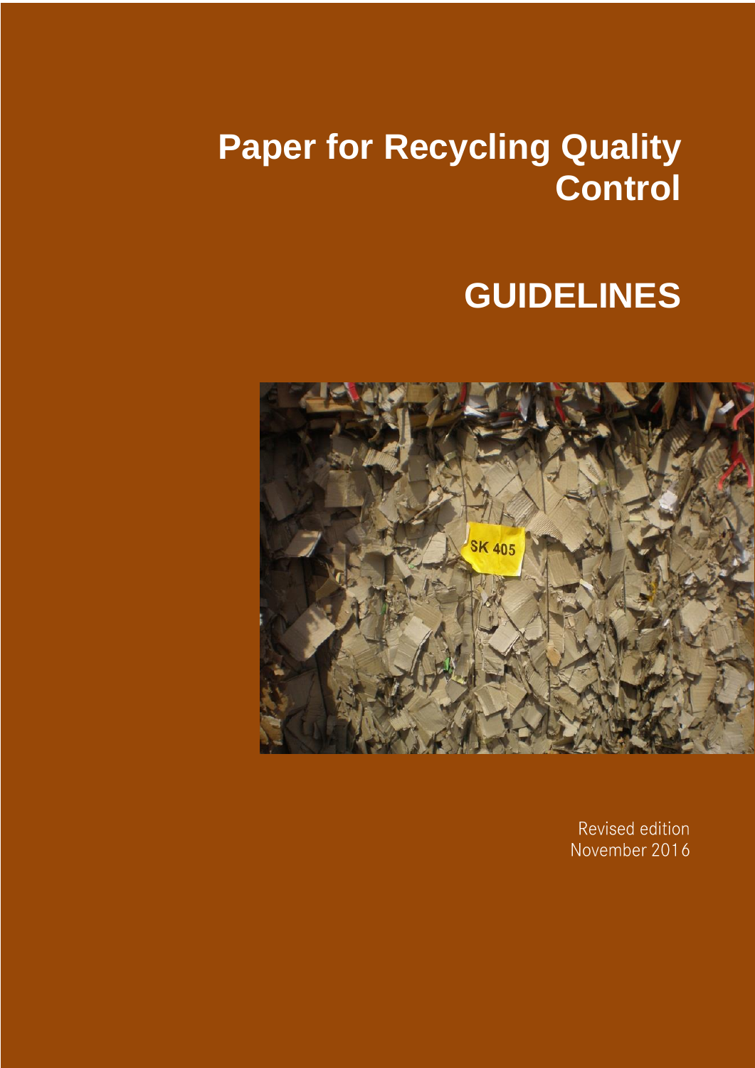# Paper for Recycling Quality Control

## GUIDELINES

Revised edition
November 2016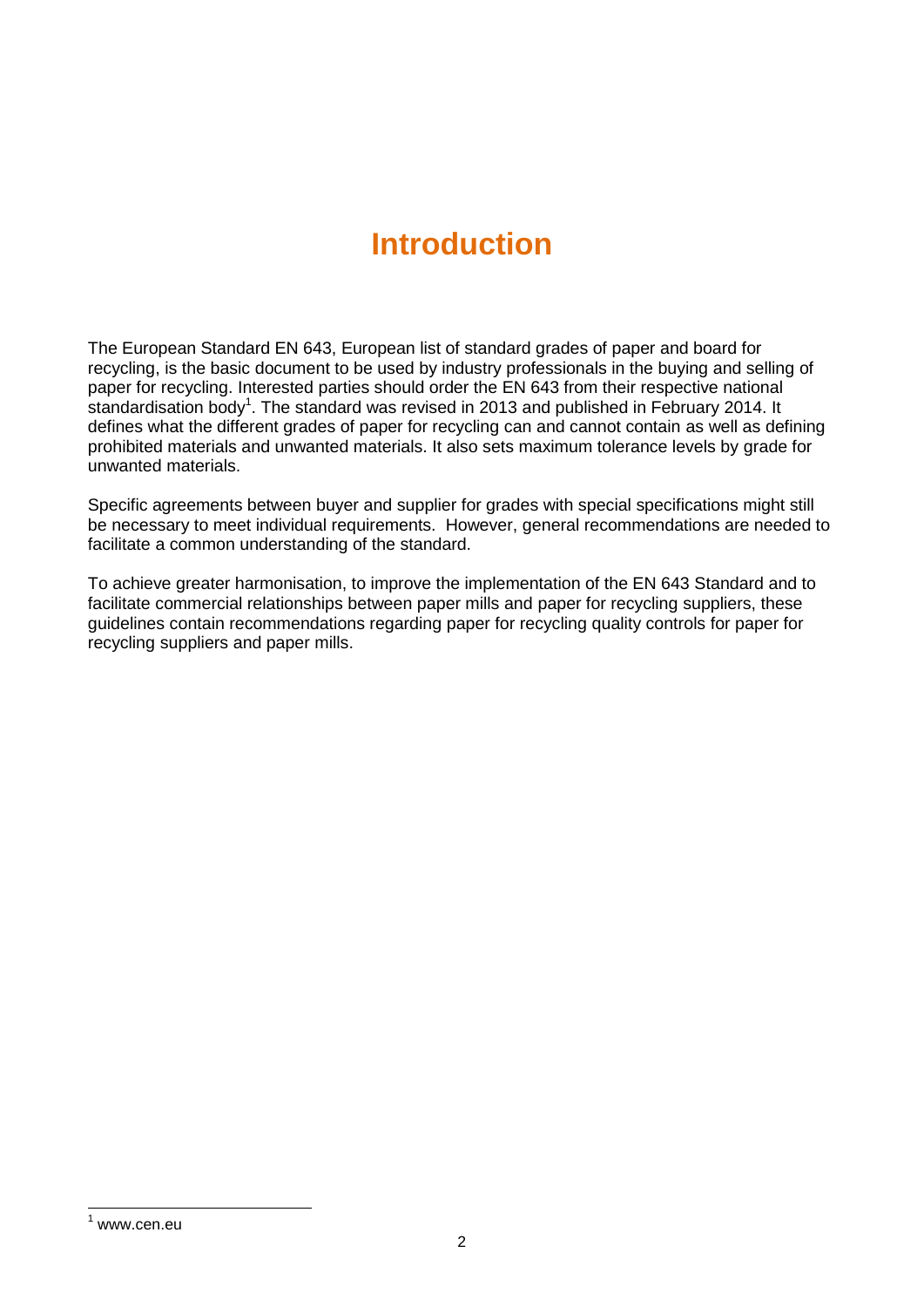# Introduction

The European Standard EN 643, European list of standard grades of paper and board for recycling, is the basic document to be used by industry professionals in the buying and selling of paper for recycling. Interested parties should order the EN 643 from their respective national standardisation body[1]. The standard was revised in 2013 and published in February 2014. It defines what the different grades of paper for recycling can and cannot contain as well as defining prohibited materials and unwanted materials. It also sets maximum tolerance levels by grade for unwanted materials.

Specific agreements between buyer and supplier for grades with special specifications might still be necessary to meet individual requirements. However, general recommendations are needed to facilitate a common understanding of the standard.

To achieve greater harmonisation, to improve the implementation of the EN 643 Standard and to facilitate commercial relationships between paper mills and paper for recycling suppliers, these guidelines contain recommendations regarding paper for recycling quality controls for paper for recycling suppliers and paper mills.

[1] www.cen.eu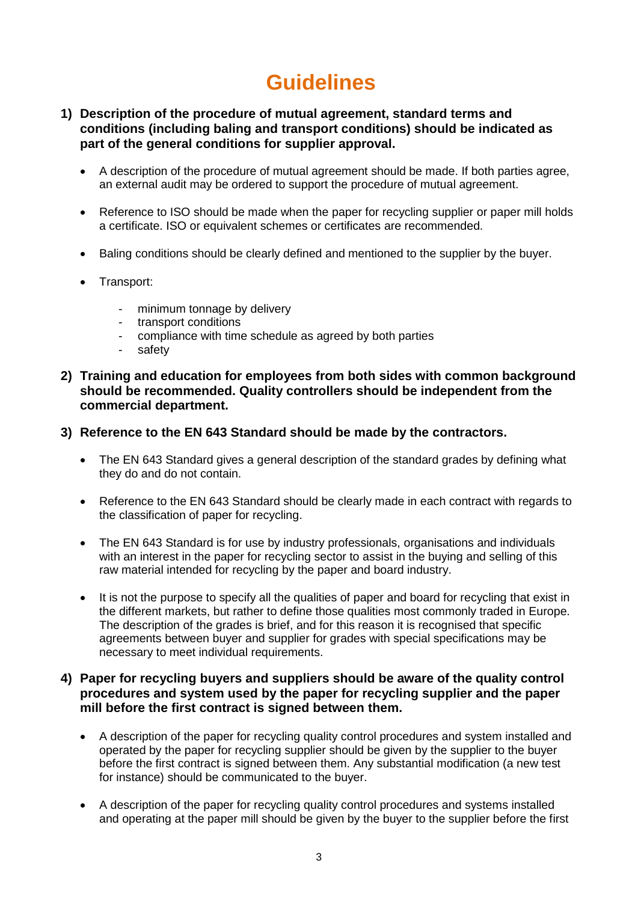# Guidelines

**1) Description of the procedure of mutual agreement, standard terms and conditions (including baling and transport conditions) should be indicated as part of the general conditions for supplier approval.**

- A description of the procedure of mutual agreement should be made. If both parties agree, an external audit may be ordered to support the procedure of mutual agreement.
- Reference to ISO should be made when the paper for recycling supplier or paper mill holds a certificate. ISO or equivalent schemes or certificates are recommended.
- Baling conditions should be clearly defined and mentioned to the supplier by the buyer.
- Transport:
  - minimum tonnage by delivery
  - transport conditions
  - compliance with time schedule as agreed by both parties
  - safety

**2) Training and education for employees from both sides with common background should be recommended. Quality controllers should be independent from the commercial department.**

**3) Reference to the EN 643 Standard should be made by the contractors.**

- The EN 643 Standard gives a general description of the standard grades by defining what they do and do not contain.
- Reference to the EN 643 Standard should be clearly made in each contract with regards to the classification of paper for recycling.
- The EN 643 Standard is for use by industry professionals, organisations and individuals with an interest in the paper for recycling sector to assist in the buying and selling of this raw material intended for recycling by the paper and board industry.
- It is not the purpose to specify all the qualities of paper and board for recycling that exist in the different markets, but rather to define those qualities most commonly traded in Europe. The description of the grades is brief, and for this reason it is recognised that specific agreements between buyer and supplier for grades with special specifications may be necessary to meet individual requirements.

**4) Paper for recycling buyers and suppliers should be aware of the quality control procedures and system used by the paper for recycling supplier and the paper mill before the first contract is signed between them.**

- A description of the paper for recycling quality control procedures and system installed and operated by the paper for recycling supplier should be given by the supplier to the buyer before the first contract is signed between them. Any substantial modification (a new test for instance) should be communicated to the buyer.
- A description of the paper for recycling quality control procedures and systems installed and operating at the paper mill should be given by the buyer to the supplier before the first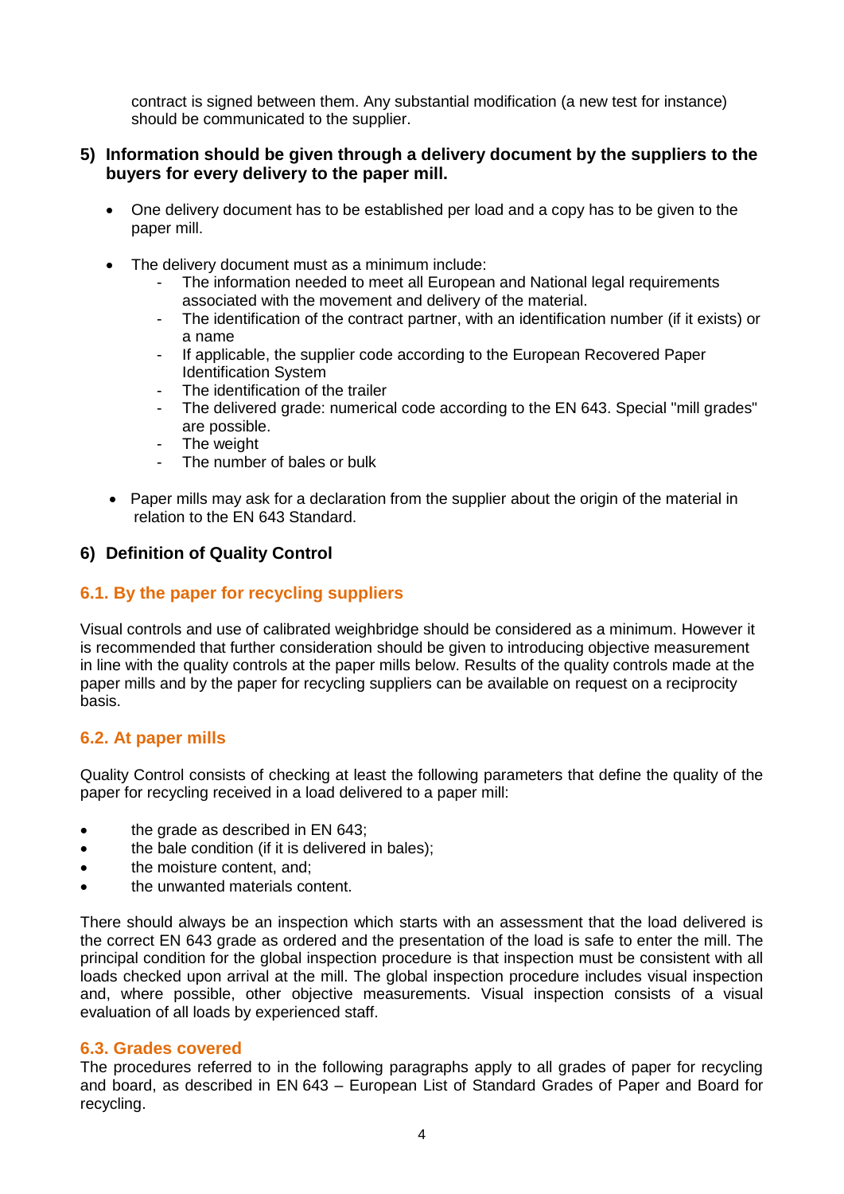contract is signed between them. Any substantial modification (a new test for instance) should be communicated to the supplier.

## 5) Information should be given through a delivery document by the suppliers to the buyers for every delivery to the paper mill.

- One delivery document has to be established per load and a copy has to be given to the paper mill.

- The delivery document must as a minimum include:
  - The information needed to meet all European and National legal requirements associated with the movement and delivery of the material.
  - The identification of the contract partner, with an identification number (if it exists) or a name
  - If applicable, the supplier code according to the European Recovered Paper Identification System
  - The identification of the trailer
  - The delivered grade: numerical code according to the EN 643. Special "mill grades" are possible.
  - The weight
  - The number of bales or bulk

- Paper mills may ask for a declaration from the supplier about the origin of the material in relation to the EN 643 Standard.

## 6) Definition of Quality Control

### 6.1. By the paper for recycling suppliers

Visual controls and use of calibrated weighbridge should be considered as a minimum. However it is recommended that further consideration should be given to introducing objective measurement in line with the quality controls at the paper mills below. Results of the quality controls made at the paper mills and by the paper for recycling suppliers can be available on request on a reciprocity basis.

### 6.2. At paper mills

Quality Control consists of checking at least the following parameters that define the quality of the paper for recycling received in a load delivered to a paper mill:

- the grade as described in EN 643;
- the bale condition (if it is delivered in bales);
- the moisture content, and;
- the unwanted materials content.

There should always be an inspection which starts with an assessment that the load delivered is the correct EN 643 grade as ordered and the presentation of the load is safe to enter the mill. The principal condition for the global inspection procedure is that inspection must be consistent with all loads checked upon arrival at the mill. The global inspection procedure includes visual inspection and, where possible, other objective measurements. Visual inspection consists of a visual evaluation of all loads by experienced staff.

### 6.3. Grades covered

The procedures referred to in the following paragraphs apply to all grades of paper for recycling and board, as described in EN 643 – European List of Standard Grades of Paper and Board for recycling.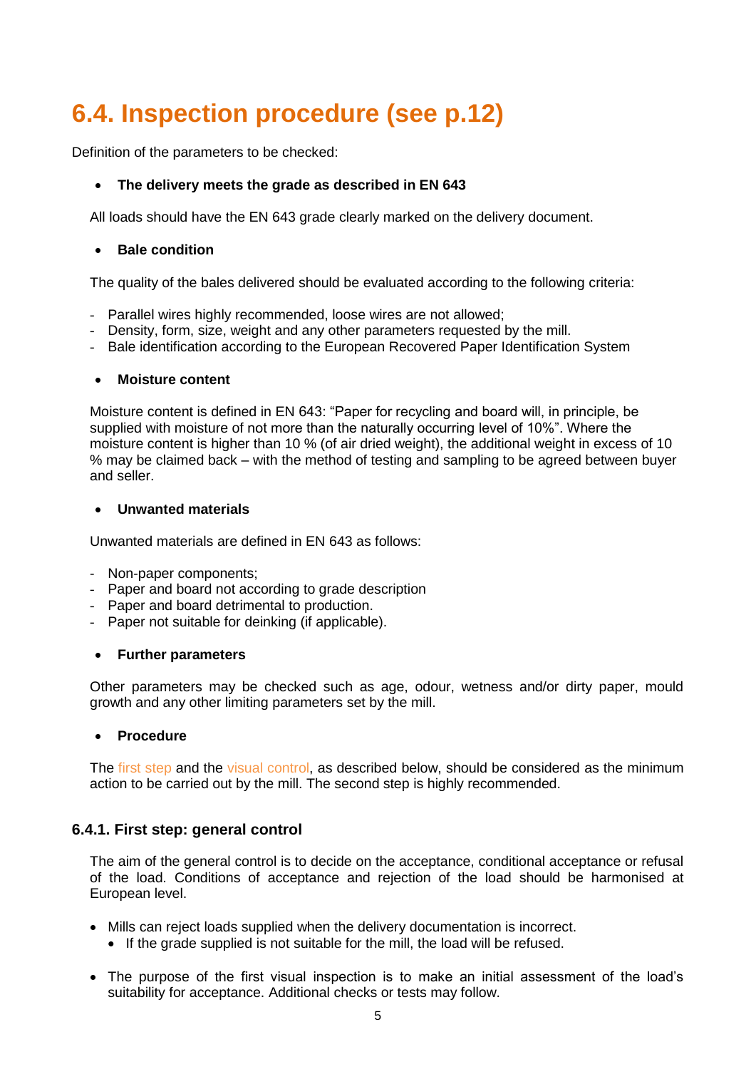# 6.4. Inspection procedure (see p.12)

Definition of the parameters to be checked:

- **The delivery meets the grade as described in EN 643**

All loads should have the EN 643 grade clearly marked on the delivery document.

- **Bale condition**

The quality of the bales delivered should be evaluated according to the following criteria:

- Parallel wires highly recommended, loose wires are not allowed;
- Density, form, size, weight and any other parameters requested by the mill.
- Bale identification according to the European Recovered Paper Identification System

- **Moisture content**

Moisture content is defined in EN 643: "Paper for recycling and board will, in principle, be supplied with moisture of not more than the naturally occurring level of 10%". Where the moisture content is higher than 10 % (of air dried weight), the additional weight in excess of 10 % may be claimed back – with the method of testing and sampling to be agreed between buyer and seller.

- **Unwanted materials**

Unwanted materials are defined in EN 643 as follows:

- Non-paper components;
- Paper and board not according to grade description
- Paper and board detrimental to production.
- Paper not suitable for deinking (if applicable).

- **Further parameters**

Other parameters may be checked such as age, odour, wetness and/or dirty paper, mould growth and any other limiting parameters set by the mill.

- **Procedure**

The first step and the visual control, as described below, should be considered as the minimum action to be carried out by the mill. The second step is highly recommended.

### 6.4.1. First step: general control

The aim of the general control is to decide on the acceptance, conditional acceptance or refusal of the load. Conditions of acceptance and rejection of the load should be harmonised at European level.

- Mills can reject loads supplied when the delivery documentation is incorrect.
  - If the grade supplied is not suitable for the mill, the load will be refused.

- The purpose of the first visual inspection is to make an initial assessment of the load's suitability for acceptance. Additional checks or tests may follow.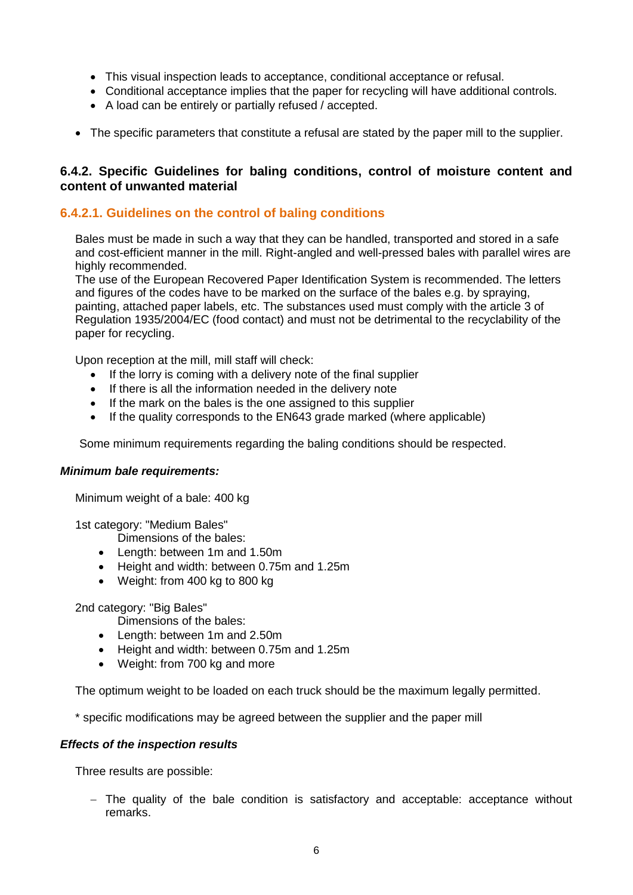- This visual inspection leads to acceptance, conditional acceptance or refusal.
- Conditional acceptance implies that the paper for recycling will have additional controls.
- A load can be entirely or partially refused / accepted.

- The specific parameters that constitute a refusal are stated by the paper mill to the supplier.

### 6.4.2. Specific Guidelines for baling conditions, control of moisture content and content of unwanted material

#### 6.4.2.1. Guidelines on the control of baling conditions

Bales must be made in such a way that they can be handled, transported and stored in a safe and cost-efficient manner in the mill. Right-angled and well-pressed bales with parallel wires are highly recommended.
The use of the European Recovered Paper Identification System is recommended. The letters and figures of the codes have to be marked on the surface of the bales e.g. by spraying, painting, attached paper labels, etc. The substances used must comply with the article 3 of Regulation 1935/2004/EC (food contact) and must not be detrimental to the recyclability of the paper for recycling.

Upon reception at the mill, mill staff will check:

- If the lorry is coming with a delivery note of the final supplier
- If there is all the information needed in the delivery note
- If the mark on the bales is the one assigned to this supplier
- If the quality corresponds to the EN643 grade marked (where applicable)

Some minimum requirements regarding the baling conditions should be respected.

***Minimum bale requirements:***

Minimum weight of a bale: 400 kg

1st category: "Medium Bales"
Dimensions of the bales:

- Length: between 1m and 1.50m
- Height and width: between 0.75m and 1.25m
- Weight: from 400 kg to 800 kg

2nd category: "Big Bales"
Dimensions of the bales:

- Length: between 1m and 2.50m
- Height and width: between 0.75m and 1.25m
- Weight: from 700 kg and more

The optimum weight to be loaded on each truck should be the maximum legally permitted.

* specific modifications may be agreed between the supplier and the paper mill

***Effects of the inspection results***

Three results are possible:

- The quality of the bale condition is satisfactory and acceptable: acceptance without remarks.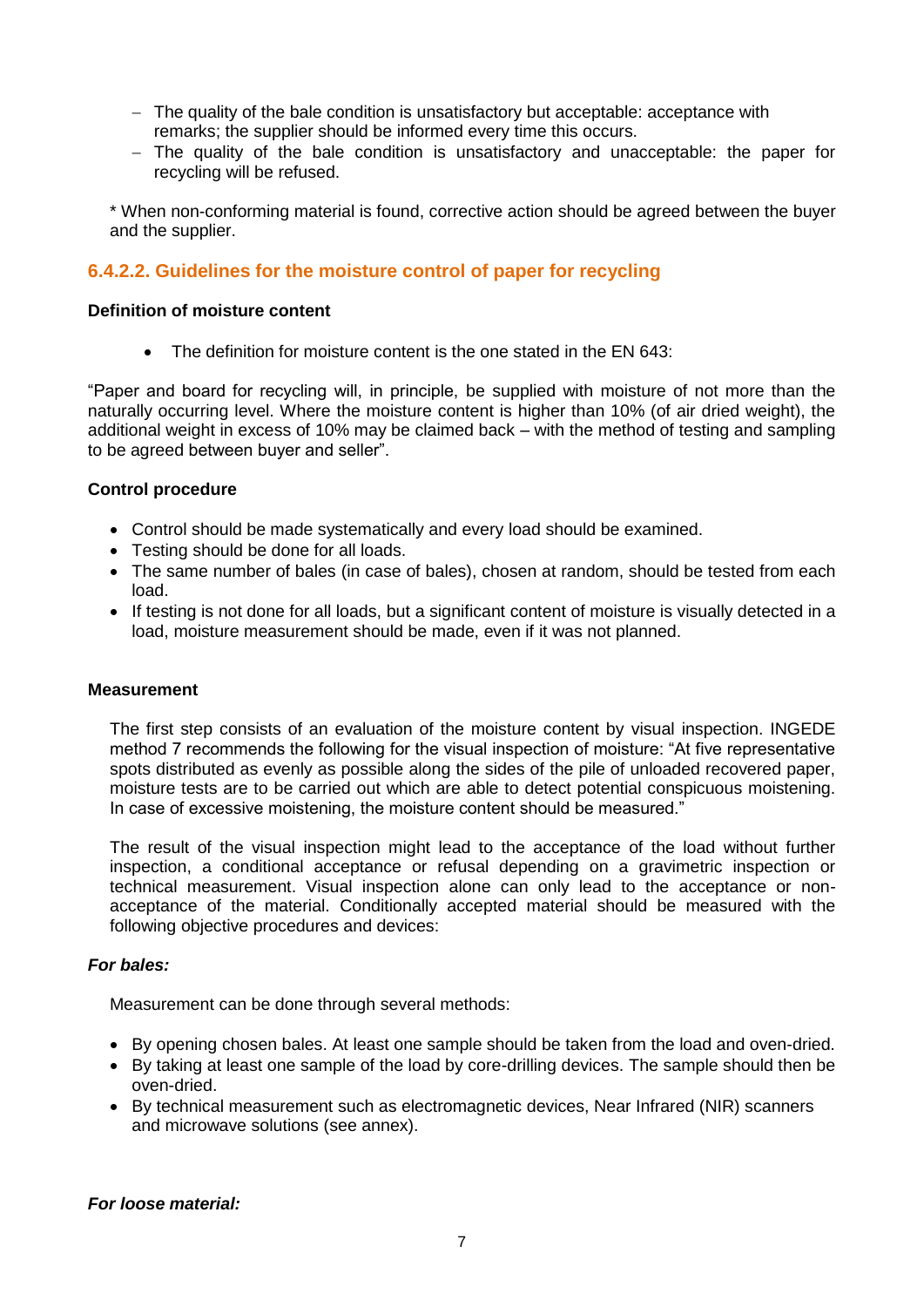- The quality of the bale condition is unsatisfactory but acceptable: acceptance with remarks; the supplier should be informed every time this occurs.
- The quality of the bale condition is unsatisfactory and unacceptable: the paper for recycling will be refused.

* When non-conforming material is found, corrective action should be agreed between the buyer and the supplier.

### 6.4.2.2. Guidelines for the moisture control of paper for recycling

**Definition of moisture content**

- The definition for moisture content is the one stated in the EN 643:

"Paper and board for recycling will, in principle, be supplied with moisture of not more than the naturally occurring level. Where the moisture content is higher than 10% (of air dried weight), the additional weight in excess of 10% may be claimed back – with the method of testing and sampling to be agreed between buyer and seller".

**Control procedure**

- Control should be made systematically and every load should be examined.
- Testing should be done for all loads.
- The same number of bales (in case of bales), chosen at random, should be tested from each load.
- If testing is not done for all loads, but a significant content of moisture is visually detected in a load, moisture measurement should be made, even if it was not planned.

**Measurement**

The first step consists of an evaluation of the moisture content by visual inspection. INGEDE method 7 recommends the following for the visual inspection of moisture: "At five representative spots distributed as evenly as possible along the sides of the pile of unloaded recovered paper, moisture tests are to be carried out which are able to detect potential conspicuous moistening. In case of excessive moistening, the moisture content should be measured."

The result of the visual inspection might lead to the acceptance of the load without further inspection, a conditional acceptance or refusal depending on a gravimetric inspection or technical measurement. Visual inspection alone can only lead to the acceptance or non-acceptance of the material. Conditionally accepted material should be measured with the following objective procedures and devices:

***For bales:***

Measurement can be done through several methods:

- By opening chosen bales. At least one sample should be taken from the load and oven-dried.
- By taking at least one sample of the load by core-drilling devices. The sample should then be oven-dried.
- By technical measurement such as electromagnetic devices, Near Infrared (NIR) scanners and microwave solutions (see annex).

***For loose material:***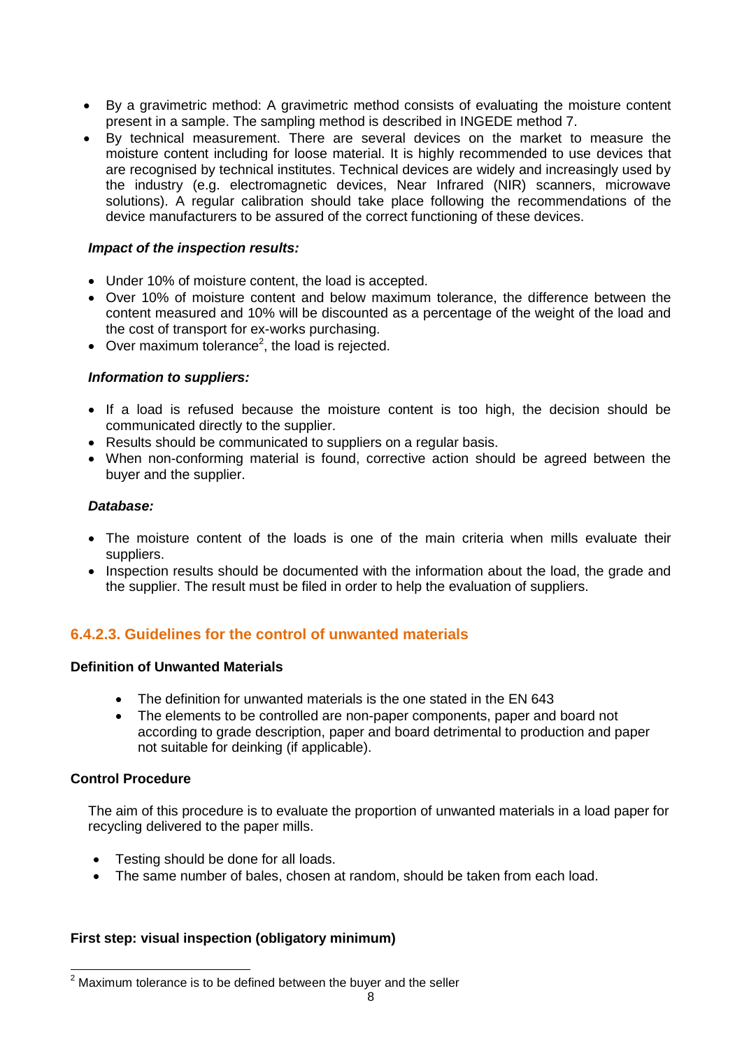- By a gravimetric method: A gravimetric method consists of evaluating the moisture content present in a sample. The sampling method is described in INGEDE method 7.
- By technical measurement. There are several devices on the market to measure the moisture content including for loose material. It is highly recommended to use devices that are recognised by technical institutes. Technical devices are widely and increasingly used by the industry (e.g. electromagnetic devices, Near Infrared (NIR) scanners, microwave solutions). A regular calibration should take place following the recommendations of the device manufacturers to be assured of the correct functioning of these devices.

***Impact of the inspection results:***

- Under 10% of moisture content, the load is accepted.
- Over 10% of moisture content and below maximum tolerance, the difference between the content measured and 10% will be discounted as a percentage of the weight of the load and the cost of transport for ex-works purchasing.
- Over maximum tolerance[2], the load is rejected.

***Information to suppliers:***

- If a load is refused because the moisture content is too high, the decision should be communicated directly to the supplier.
- Results should be communicated to suppliers on a regular basis.
- When non-conforming material is found, corrective action should be agreed between the buyer and the supplier.

***Database:***

- The moisture content of the loads is one of the main criteria when mills evaluate their suppliers.
- Inspection results should be documented with the information about the load, the grade and the supplier. The result must be filed in order to help the evaluation of suppliers.

### 6.4.2.3. Guidelines for the control of unwanted materials

**Definition of Unwanted Materials**

- The definition for unwanted materials is the one stated in the EN 643
- The elements to be controlled are non-paper components, paper and board not according to grade description, paper and board detrimental to production and paper not suitable for deinking (if applicable).

**Control Procedure**

The aim of this procedure is to evaluate the proportion of unwanted materials in a load paper for recycling delivered to the paper mills.

- Testing should be done for all loads.
- The same number of bales, chosen at random, should be taken from each load.

**First step: visual inspection (obligatory minimum)**

[2] Maximum tolerance is to be defined between the buyer and the seller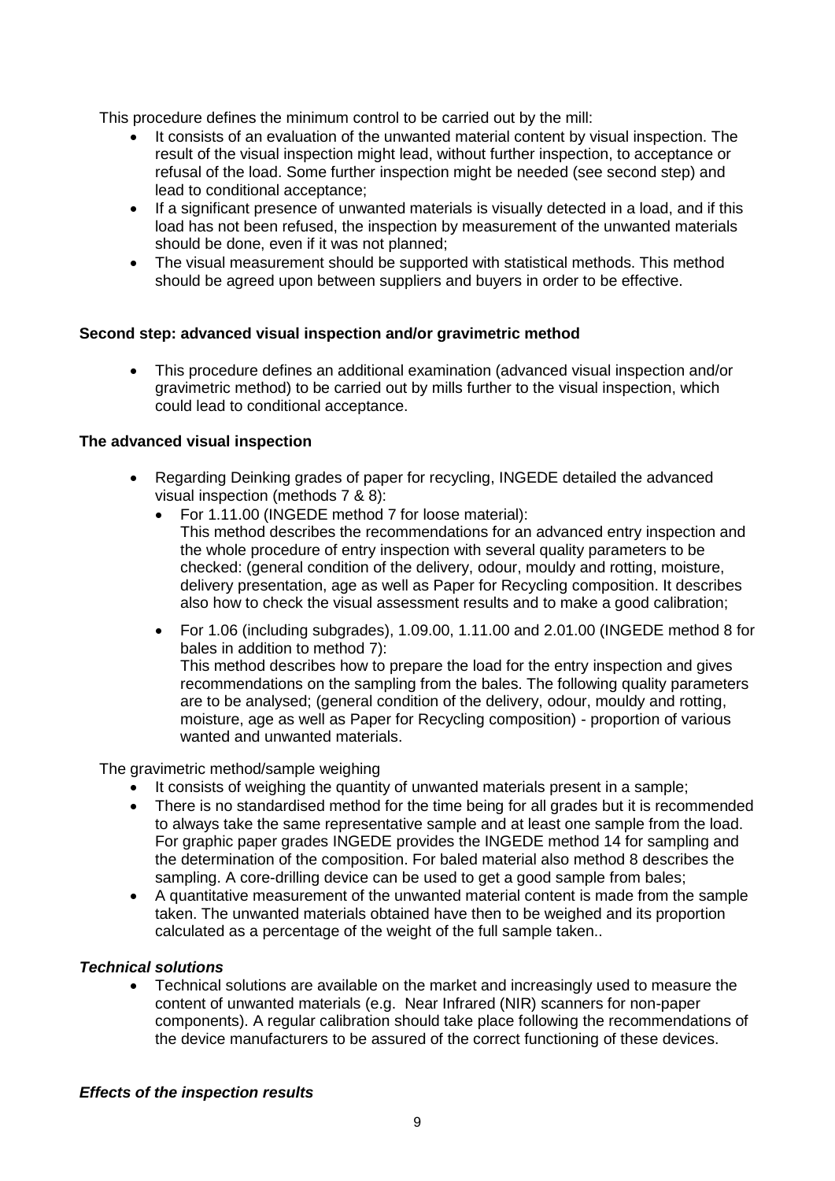This procedure defines the minimum control to be carried out by the mill:

- It consists of an evaluation of the unwanted material content by visual inspection. The result of the visual inspection might lead, without further inspection, to acceptance or refusal of the load. Some further inspection might be needed (see second step) and lead to conditional acceptance;
- If a significant presence of unwanted materials is visually detected in a load, and if this load has not been refused, the inspection by measurement of the unwanted materials should be done, even if it was not planned;
- The visual measurement should be supported with statistical methods. This method should be agreed upon between suppliers and buyers in order to be effective.

**Second step: advanced visual inspection and/or gravimetric method**

- This procedure defines an additional examination (advanced visual inspection and/or gravimetric method) to be carried out by mills further to the visual inspection, which could lead to conditional acceptance.

**The advanced visual inspection**

- Regarding Deinking grades of paper for recycling, INGEDE detailed the advanced visual inspection (methods 7 & 8):
  - For 1.11.00 (INGEDE method 7 for loose material):
    This method describes the recommendations for an advanced entry inspection and the whole procedure of entry inspection with several quality parameters to be checked: (general condition of the delivery, odour, mouldy and rotting, moisture, delivery presentation, age as well as Paper for Recycling composition. It describes also how to check the visual assessment results and to make a good calibration;
  - For 1.06 (including subgrades), 1.09.00, 1.11.00 and 2.01.00 (INGEDE method 8 for bales in addition to method 7):
    This method describes how to prepare the load for the entry inspection and gives recommendations on the sampling from the bales. The following quality parameters are to be analysed; (general condition of the delivery, odour, mouldy and rotting, moisture, age as well as Paper for Recycling composition) - proportion of various wanted and unwanted materials.

The gravimetric method/sample weighing

- It consists of weighing the quantity of unwanted materials present in a sample;
- There is no standardised method for the time being for all grades but it is recommended to always take the same representative sample and at least one sample from the load. For graphic paper grades INGEDE provides the INGEDE method 14 for sampling and the determination of the composition. For baled material also method 8 describes the sampling. A core-drilling device can be used to get a good sample from bales;
- A quantitative measurement of the unwanted material content is made from the sample taken. The unwanted materials obtained have then to be weighed and its proportion calculated as a percentage of the weight of the full sample taken..

***Technical solutions***

- Technical solutions are available on the market and increasingly used to measure the content of unwanted materials (e.g. Near Infrared (NIR) scanners for non-paper components). A regular calibration should take place following the recommendations of the device manufacturers to be assured of the correct functioning of these devices.

***Effects of the inspection results***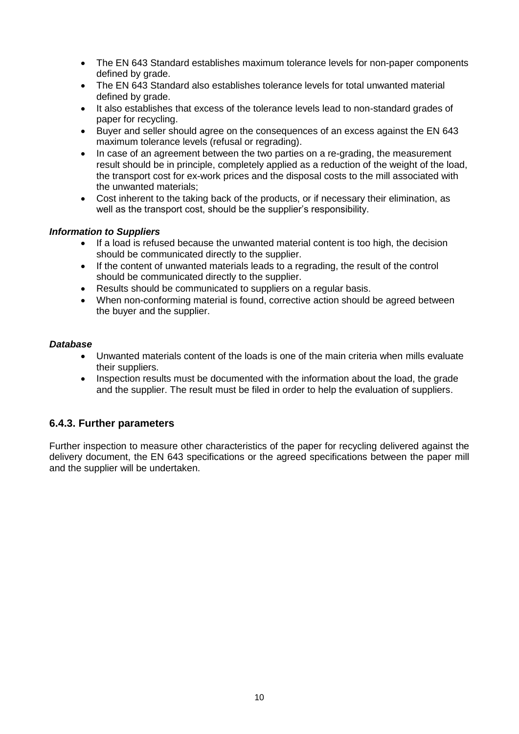- The EN 643 Standard establishes maximum tolerance levels for non-paper components defined by grade.
- The EN 643 Standard also establishes tolerance levels for total unwanted material defined by grade.
- It also establishes that excess of the tolerance levels lead to non-standard grades of paper for recycling.
- Buyer and seller should agree on the consequences of an excess against the EN 643 maximum tolerance levels (refusal or regrading).
- In case of an agreement between the two parties on a re-grading, the measurement result should be in principle, completely applied as a reduction of the weight of the load, the transport cost for ex-work prices and the disposal costs to the mill associated with the unwanted materials;
- Cost inherent to the taking back of the products, or if necessary their elimination, as well as the transport cost, should be the supplier's responsibility.

***Information to Suppliers***

- If a load is refused because the unwanted material content is too high, the decision should be communicated directly to the supplier.
- If the content of unwanted materials leads to a regrading, the result of the control should be communicated directly to the supplier.
- Results should be communicated to suppliers on a regular basis.
- When non-conforming material is found, corrective action should be agreed between the buyer and the supplier.

***Database***

- Unwanted materials content of the loads is one of the main criteria when mills evaluate their suppliers.
- Inspection results must be documented with the information about the load, the grade and the supplier. The result must be filed in order to help the evaluation of suppliers.

### 6.4.3. Further parameters

Further inspection to measure other characteristics of the paper for recycling delivered against the delivery document, the EN 643 specifications or the agreed specifications between the paper mill and the supplier will be undertaken.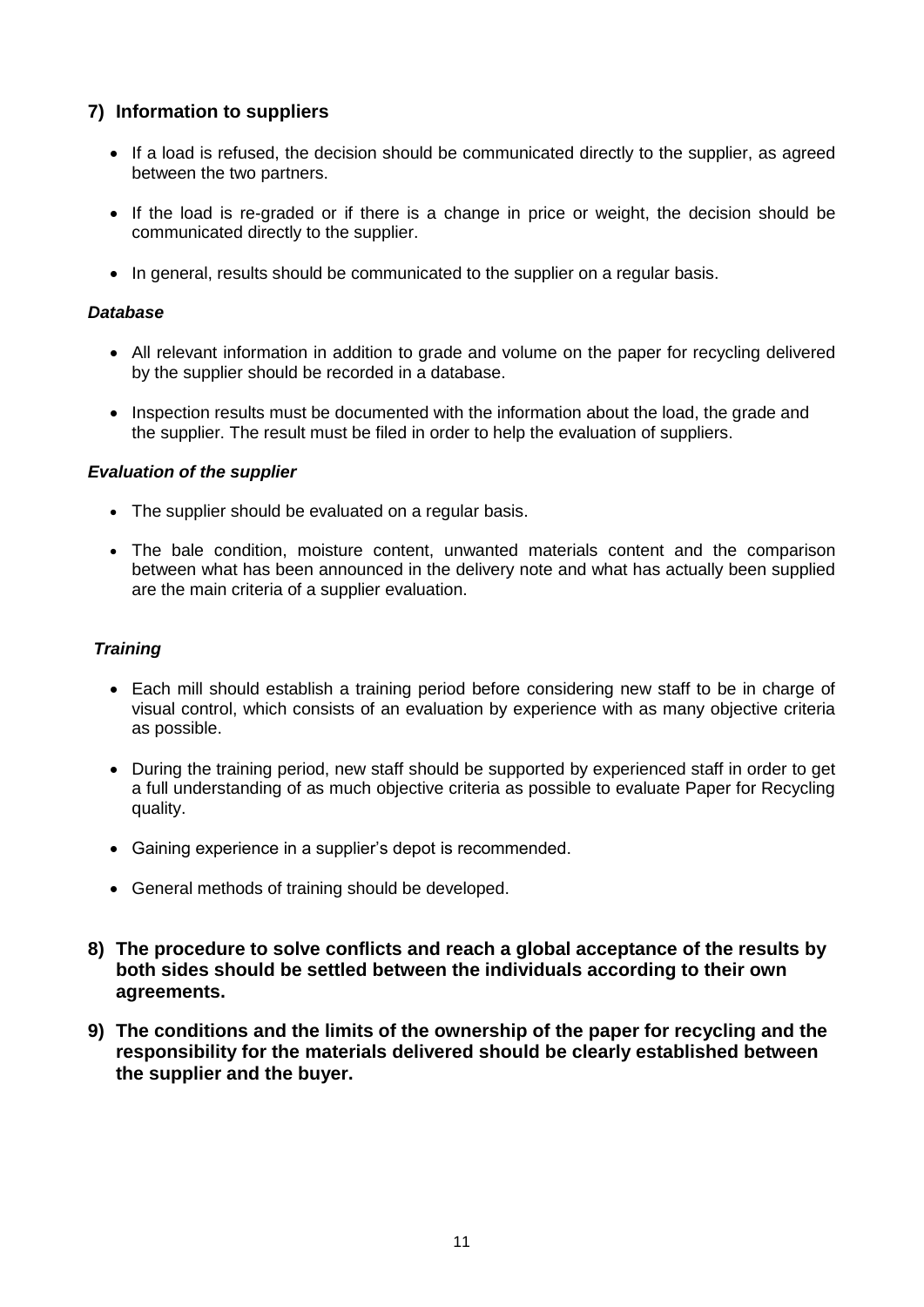## 7) Information to suppliers

- If a load is refused, the decision should be communicated directly to the supplier, as agreed between the two partners.
- If the load is re-graded or if there is a change in price or weight, the decision should be communicated directly to the supplier.
- In general, results should be communicated to the supplier on a regular basis.

### *Database*

- All relevant information in addition to grade and volume on the paper for recycling delivered by the supplier should be recorded in a database.
- Inspection results must be documented with the information about the load, the grade and the supplier. The result must be filed in order to help the evaluation of suppliers.

### *Evaluation of the supplier*

- The supplier should be evaluated on a regular basis.
- The bale condition, moisture content, unwanted materials content and the comparison between what has been announced in the delivery note and what has actually been supplied are the main criteria of a supplier evaluation.

### *Training*

- Each mill should establish a training period before considering new staff to be in charge of visual control, which consists of an evaluation by experience with as many objective criteria as possible.
- During the training period, new staff should be supported by experienced staff in order to get a full understanding of as much objective criteria as possible to evaluate Paper for Recycling quality.
- Gaining experience in a supplier's depot is recommended.
- General methods of training should be developed.

## 8) The procedure to solve conflicts and reach a global acceptance of the results by both sides should be settled between the individuals according to their own agreements.

## 9) The conditions and the limits of the ownership of the paper for recycling and the responsibility for the materials delivered should be clearly established between the supplier and the buyer.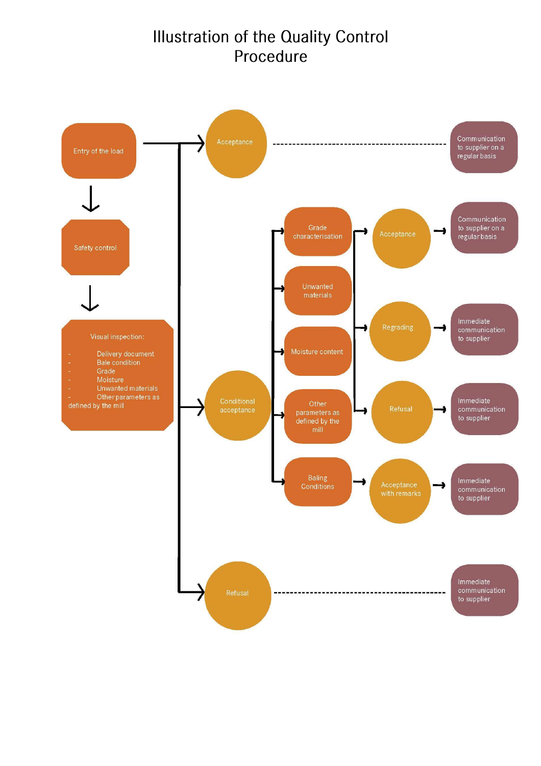# Illustration of the Quality Control Procedure

Entry of the load

Safety control

Visual inspection:

- Delivery document
- Bale condition
- Grade
- Moisture
- Unwanted materials
- Other parameters as defined by the mill

Acceptance — Communication to supplier on a regular basis

Conditional acceptance

- Grade characterisation
- Unwanted materials
- Moisture content
- Other parameters as defined by the mill
- Baling Conditions

Acceptance — Communication to supplier on a regular basis

Regrading — Immediate communication to supplier

Refusal — Immediate communication to supplier

Acceptance with remarks — Immediate communication to supplier

Refusal — Immediate communication to supplier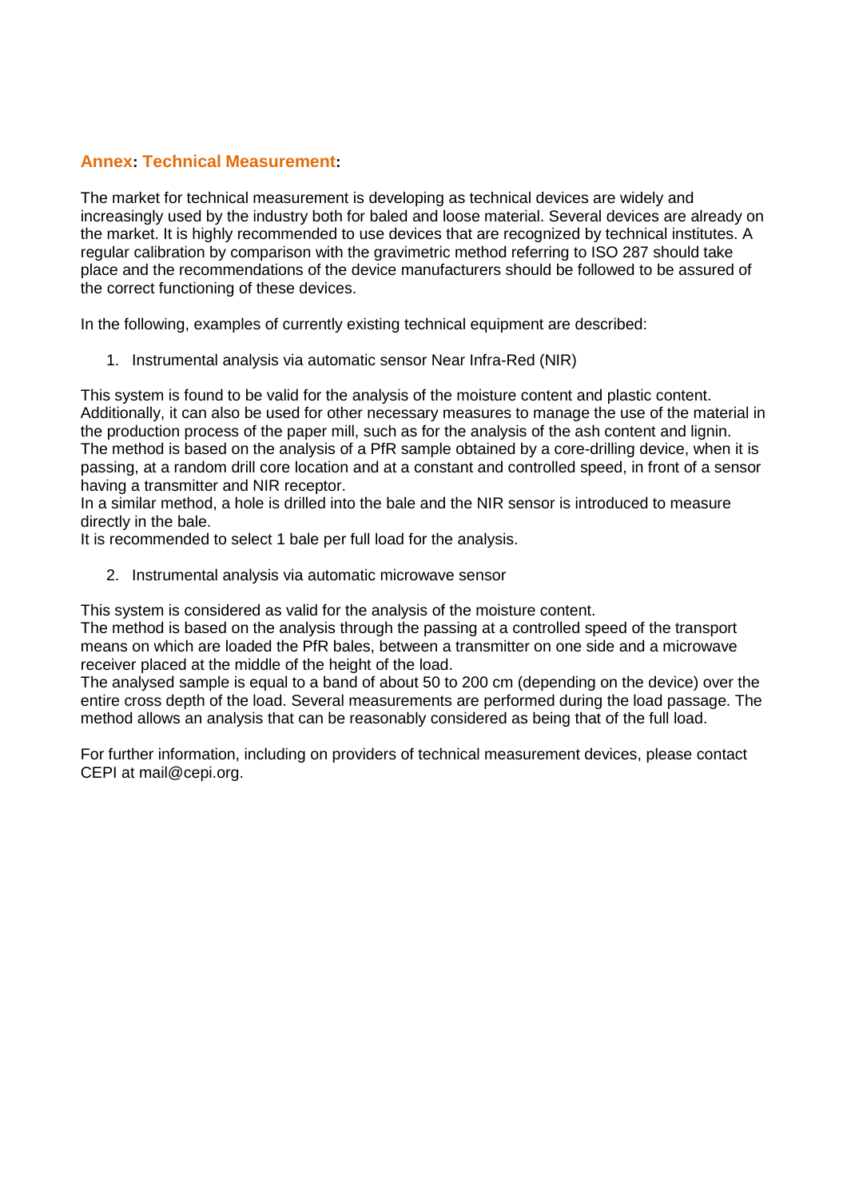## Annex: Technical Measurement:

The market for technical measurement is developing as technical devices are widely and increasingly used by the industry both for baled and loose material. Several devices are already on the market. It is highly recommended to use devices that are recognized by technical institutes. A regular calibration by comparison with the gravimetric method referring to ISO 287 should take place and the recommendations of the device manufacturers should be followed to be assured of the correct functioning of these devices.

In the following, examples of currently existing technical equipment are described:

1. Instrumental analysis via automatic sensor Near Infra-Red (NIR)

This system is found to be valid for the analysis of the moisture content and plastic content. Additionally, it can also be used for other necessary measures to manage the use of the material in the production process of the paper mill, such as for the analysis of the ash content and lignin. The method is based on the analysis of a PfR sample obtained by a core-drilling device, when it is passing, at a random drill core location and at a constant and controlled speed, in front of a sensor having a transmitter and NIR receptor.
In a similar method, a hole is drilled into the bale and the NIR sensor is introduced to measure directly in the bale.
It is recommended to select 1 bale per full load for the analysis.

2. Instrumental analysis via automatic microwave sensor

This system is considered as valid for the analysis of the moisture content.
The method is based on the analysis through the passing at a controlled speed of the transport means on which are loaded the PfR bales, between a transmitter on one side and a microwave receiver placed at the middle of the height of the load.
The analysed sample is equal to a band of about 50 to 200 cm (depending on the device) over the entire cross depth of the load. Several measurements are performed during the load passage. The method allows an analysis that can be reasonably considered as being that of the full load.

For further information, including on providers of technical measurement devices, please contact CEPI at mail@cepi.org.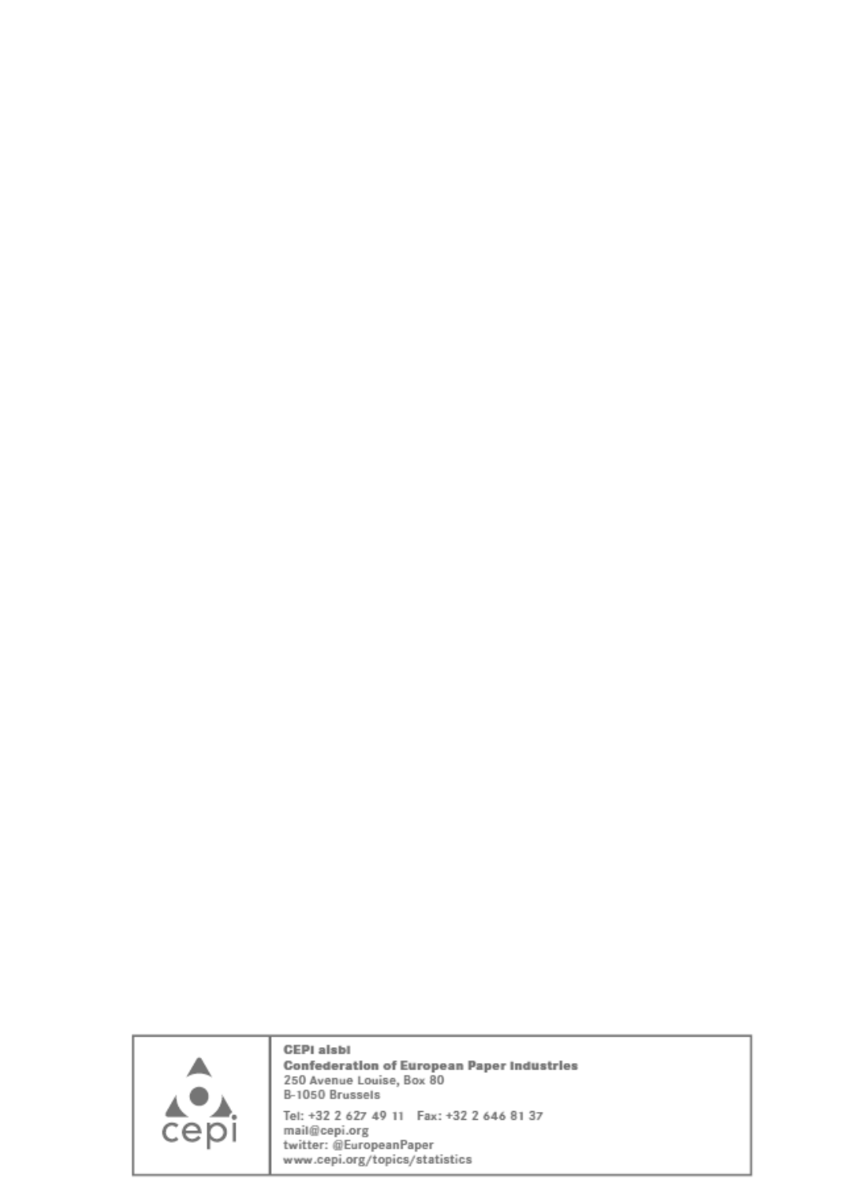cepi

**CEPI aisbl**
**Confederation of European Paper Industries**
250 Avenue Louise, Box 80
B-1050 Brussels

Tel: +32 2 627 49 11 Fax: +32 2 646 81 37
mail@cepi.org
twitter: @EuropeanPaper
www.cepi.org/topics/statistics